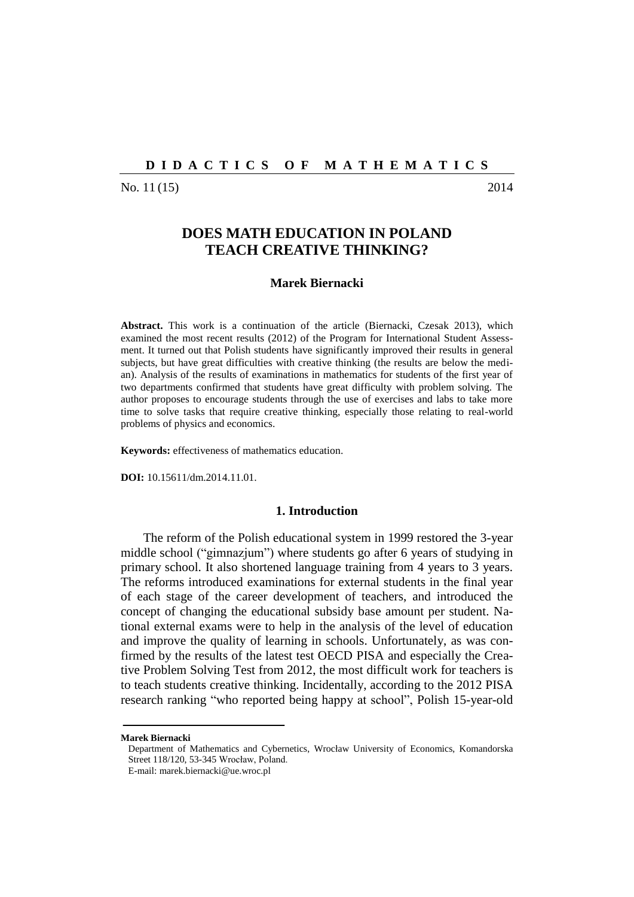**D I D A C T I C S   O F   M A T H E M A T I C S**

No. 11 (15) 2014

# DOES MATH EDUCATION IN POLAND TEACH CREATIVE THINKING?

**Marek Biernacki**

**Abstract.** This work is a continuation of the article (Biernacki, Czesak 2013), which examined the most recent results (2012) of the Program for International Student Assessment. It turned out that Polish students have significantly improved their results in general subjects, but have great difficulties with creative thinking (the results are below the median). Analysis of the results of examinations in mathematics for students of the first year of two departments confirmed that students have great difficulty with problem solving. The author proposes to encourage students through the use of exercises and labs to take more time to solve tasks that require creative thinking, especially those relating to real-world problems of physics and economics.

**Keywords:** effectiveness of mathematics education.

**DOI:** 10.15611/dm.2014.11.01.

## 1. Introduction

The reform of the Polish educational system in 1999 restored the 3-year middle school ("gimnazjum") where students go after 6 years of studying in primary school. It also shortened language training from 4 years to 3 years. The reforms introduced examinations for external students in the final year of each stage of the career development of teachers, and introduced the concept of changing the educational subsidy base amount per student. National external exams were to help in the analysis of the level of education and improve the quality of learning in schools. Unfortunately, as was confirmed by the results of the latest test OECD PISA and especially the Creative Problem Solving Test from 2012, the most difficult work for teachers is to teach students creative thinking. Incidentally, according to the 2012 PISA research ranking "who reported being happy at school", Polish 15-year-old

---

**Marek Biernacki**
Department of Mathematics and Cybernetics, Wrocław University of Economics, Komandorska Street 118/120, 53-345 Wrocław, Poland.
E-mail: marek.biernacki@ue.wroc.pl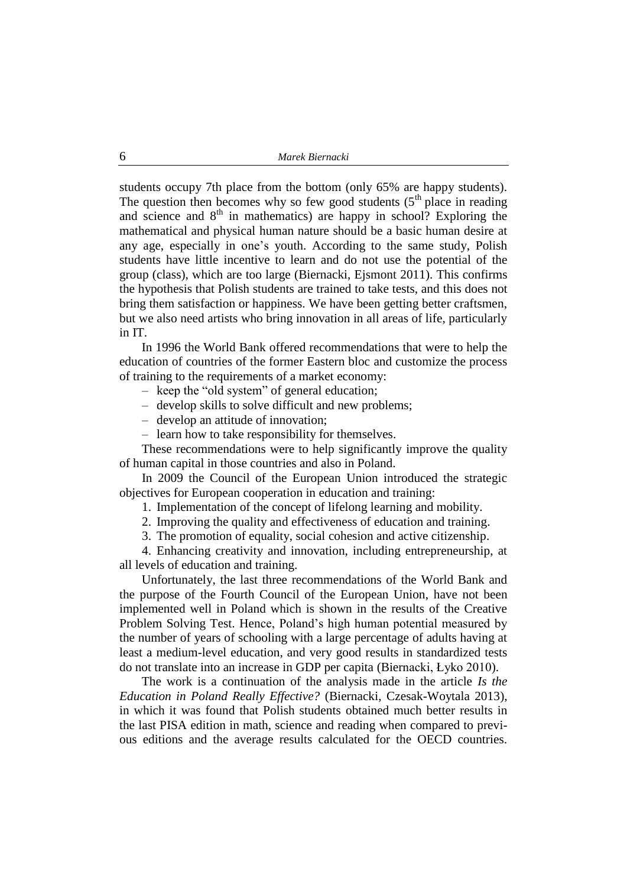students occupy 7th place from the bottom (only 65% are happy students). The question then becomes why so few good students ($5^{th}$ place in reading and science and $8^{th}$ in mathematics) are happy in school? Exploring the mathematical and physical human nature should be a basic human desire at any age, especially in one's youth. According to the same study, Polish students have little incentive to learn and do not use the potential of the group (class), which are too large (Biernacki, Ejsmont 2011). This confirms the hypothesis that Polish students are trained to take tests, and this does not bring them satisfaction or happiness. We have been getting better craftsmen, but we also need artists who bring innovation in all areas of life, particularly in IT.

In 1996 the World Bank offered recommendations that were to help the education of countries of the former Eastern bloc and customize the process of training to the requirements of a market economy:

- keep the "old system" of general education;
- develop skills to solve difficult and new problems;
- develop an attitude of innovation;
- learn how to take responsibility for themselves.

These recommendations were to help significantly improve the quality of human capital in those countries and also in Poland.

In 2009 the Council of the European Union introduced the strategic objectives for European cooperation in education and training:

1. Implementation of the concept of lifelong learning and mobility.
2. Improving the quality and effectiveness of education and training.
3. The promotion of equality, social cohesion and active citizenship.
4. Enhancing creativity and innovation, including entrepreneurship, at all levels of education and training.

Unfortunately, the last three recommendations of the World Bank and the purpose of the Fourth Council of the European Union, have not been implemented well in Poland which is shown in the results of the Creative Problem Solving Test. Hence, Poland's high human potential measured by the number of years of schooling with a large percentage of adults having at least a medium-level education, and very good results in standardized tests do not translate into an increase in GDP per capita (Biernacki, Łyko 2010).

The work is a continuation of the analysis made in the article *Is the Education in Poland Really Effective?* (Biernacki, Czesak-Woytala 2013), in which it was found that Polish students obtained much better results in the last PISA edition in math, science and reading when compared to previous editions and the average results calculated for the OECD countries.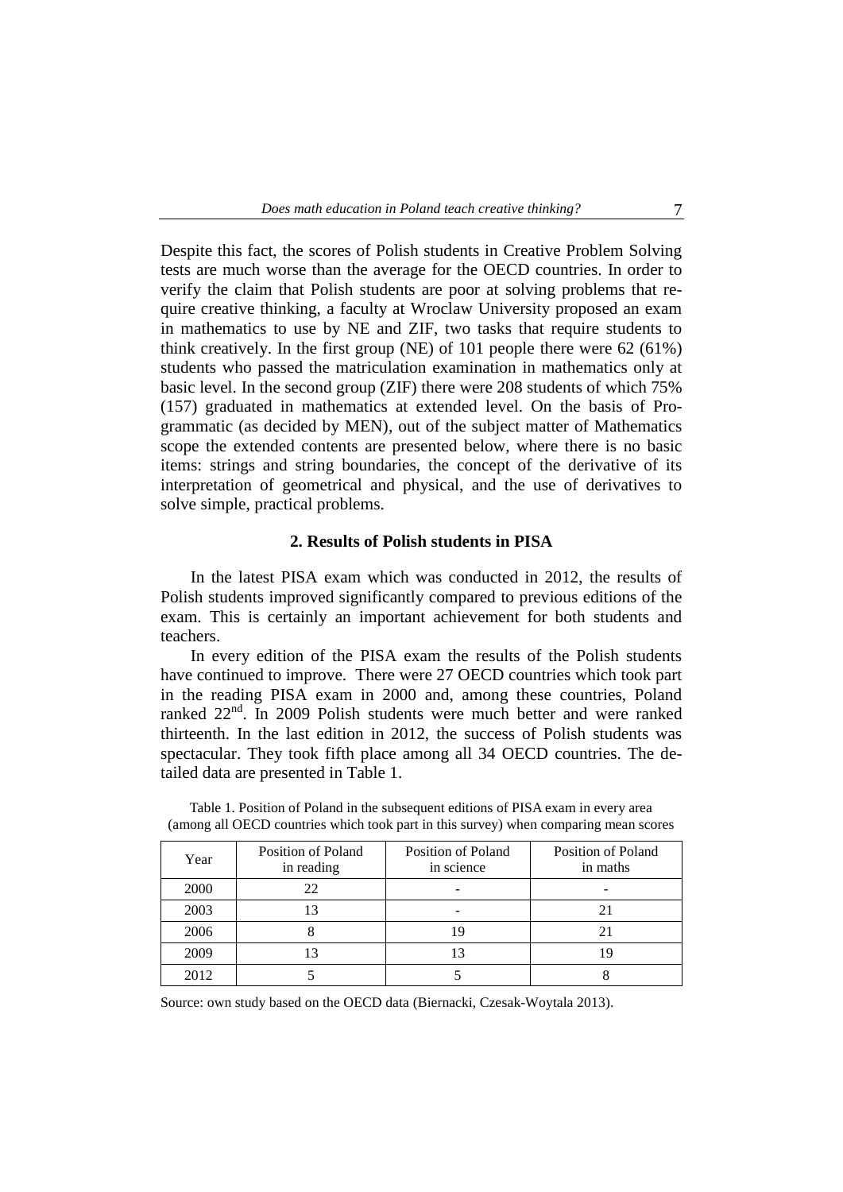Despite this fact, the scores of Polish students in Creative Problem Solving tests are much worse than the average for the OECD countries. In order to verify the claim that Polish students are poor at solving problems that require creative thinking, a faculty at Wroclaw University proposed an exam in mathematics to use by NE and ZIF, two tasks that require students to think creatively. In the first group (NE) of 101 people there were 62 (61%) students who passed the matriculation examination in mathematics only at basic level. In the second group (ZIF) there were 208 students of which 75% (157) graduated in mathematics at extended level. On the basis of Programmatic (as decided by MEN), out of the subject matter of Mathematics scope the extended contents are presented below, where there is no basic items: strings and string boundaries, the concept of the derivative of its interpretation of geometrical and physical, and the use of derivatives to solve simple, practical problems.

## 2. Results of Polish students in PISA

In the latest PISA exam which was conducted in 2012, the results of Polish students improved significantly compared to previous editions of the exam. This is certainly an important achievement for both students and teachers.

In every edition of the PISA exam the results of the Polish students have continued to improve. There were 27 OECD countries which took part in the reading PISA exam in 2000 and, among these countries, Poland ranked 22nd. In 2009 Polish students were much better and were ranked thirteenth. In the last edition in 2012, the success of Polish students was spectacular. They took fifth place among all 34 OECD countries. The detailed data are presented in Table 1.

Table 1. Position of Poland in the subsequent editions of PISA exam in every area (among all OECD countries which took part in this survey) when comparing mean scores

| Year | Position of Poland in reading | Position of Poland in science | Position of Poland in maths |
|---|---|---|---|
| 2000 | 22 | - | - |
| 2003 | 13 | - | 21 |
| 2006 | 8 | 19 | 21 |
| 2009 | 13 | 13 | 19 |
| 2012 | 5 | 5 | 8 |

Source: own study based on the OECD data (Biernacki, Czesak-Woytala 2013).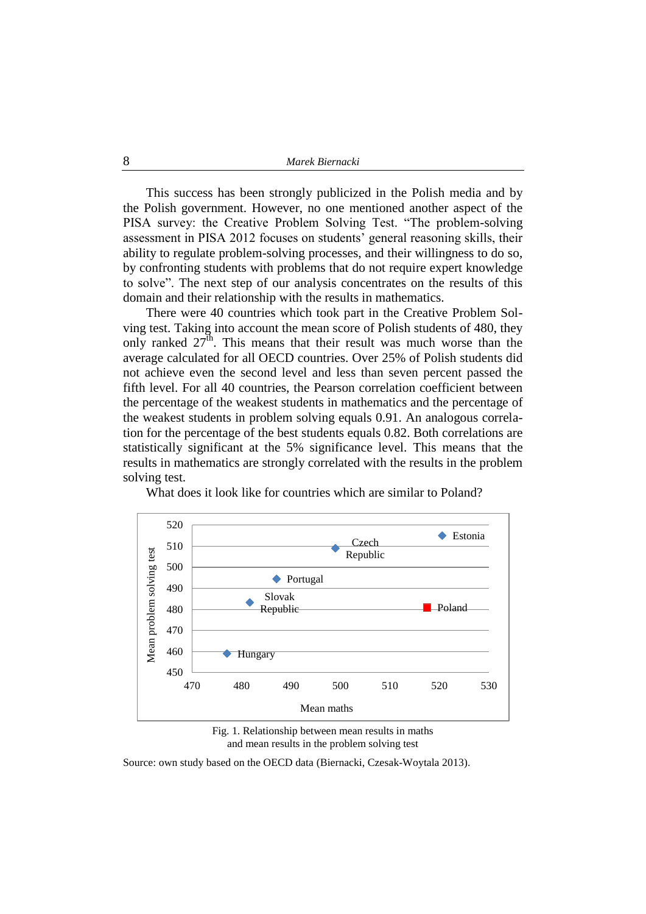This success has been strongly publicized in the Polish media and by the Polish government. However, no one mentioned another aspect of the PISA survey: the Creative Problem Solving Test. "The problem-solving assessment in PISA 2012 focuses on students' general reasoning skills, their ability to regulate problem-solving processes, and their willingness to do so, by confronting students with problems that do not require expert knowledge to solve". The next step of our analysis concentrates on the results of this domain and their relationship with the results in mathematics.

There were 40 countries which took part in the Creative Problem Solving test. Taking into account the mean score of Polish students of 480, they only ranked 27th. This means that their result was much worse than the average calculated for all OECD countries. Over 25% of Polish students did not achieve even the second level and less than seven percent passed the fifth level. For all 40 countries, the Pearson correlation coefficient between the percentage of the weakest students in mathematics and the percentage of the weakest students in problem solving equals 0.91. An analogous correlation for the percentage of the best students equals 0.82. Both correlations are statistically significant at the 5% significance level. This means that the results in mathematics are strongly correlated with the results in the problem solving test.

What does it look like for countries which are similar to Poland?

Fig. 1. Relationship between mean results in maths and mean results in the problem solving test

Source: own study based on the OECD data (Biernacki, Czesak-Woytala 2013).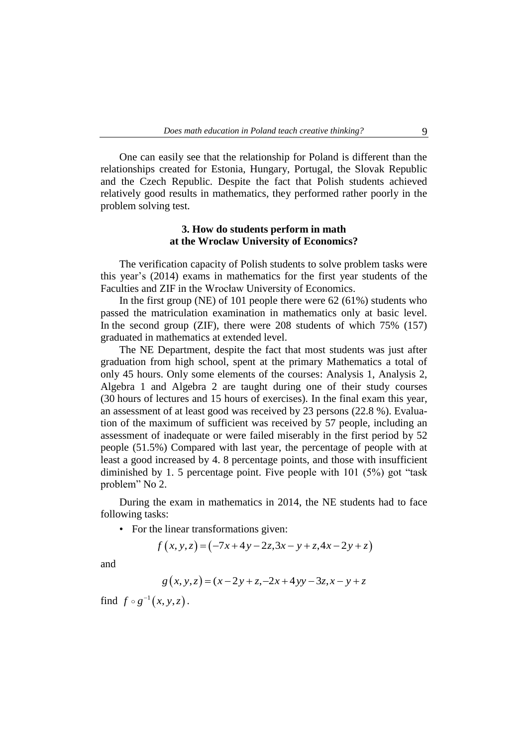One can easily see that the relationship for Poland is different than the relationships created for Estonia, Hungary, Portugal, the Slovak Republic and the Czech Republic. Despite the fact that Polish students achieved relatively good results in mathematics, they performed rather poorly in the problem solving test.

### 3. How do students perform in math at the Wroclaw University of Economics?

The verification capacity of Polish students to solve problem tasks were this year's (2014) exams in mathematics for the first year students of the Faculties and ZIF in the Wrocław University of Economics.

In the first group (NE) of 101 people there were 62 (61%) students who passed the matriculation examination in mathematics only at basic level. In the second group (ZIF), there were 208 students of which 75% (157) graduated in mathematics at extended level.

The NE Department, despite the fact that most students was just after graduation from high school, spent at the primary Mathematics a total of only 45 hours. Only some elements of the courses: Analysis 1, Analysis 2, Algebra 1 and Algebra 2 are taught during one of their study courses (30 hours of lectures and 15 hours of exercises). In the final exam this year, an assessment of at least good was received by 23 persons (22.8 %). Evaluation of the maximum of sufficient was received by 57 people, including an assessment of inadequate or were failed miserably in the first period by 52 people (51.5%) Compared with last year, the percentage of people with at least a good increased by 4. 8 percentage points, and those with insufficient diminished by 1. 5 percentage point. Five people with 101 (5%) got "task problem" No 2.

During the exam in mathematics in 2014, the NE students had to face following tasks:

- For the linear transformations given:

$$f(x, y, z) = (-7x + 4y - 2z, 3x - y + z, 4x - 2y + z)$$

and

$$g(x, y, z) = (x - 2y + z, -2x + 4yy - 3z, x - y + z$$

find $f \circ g^{-1}(x, y, z)$.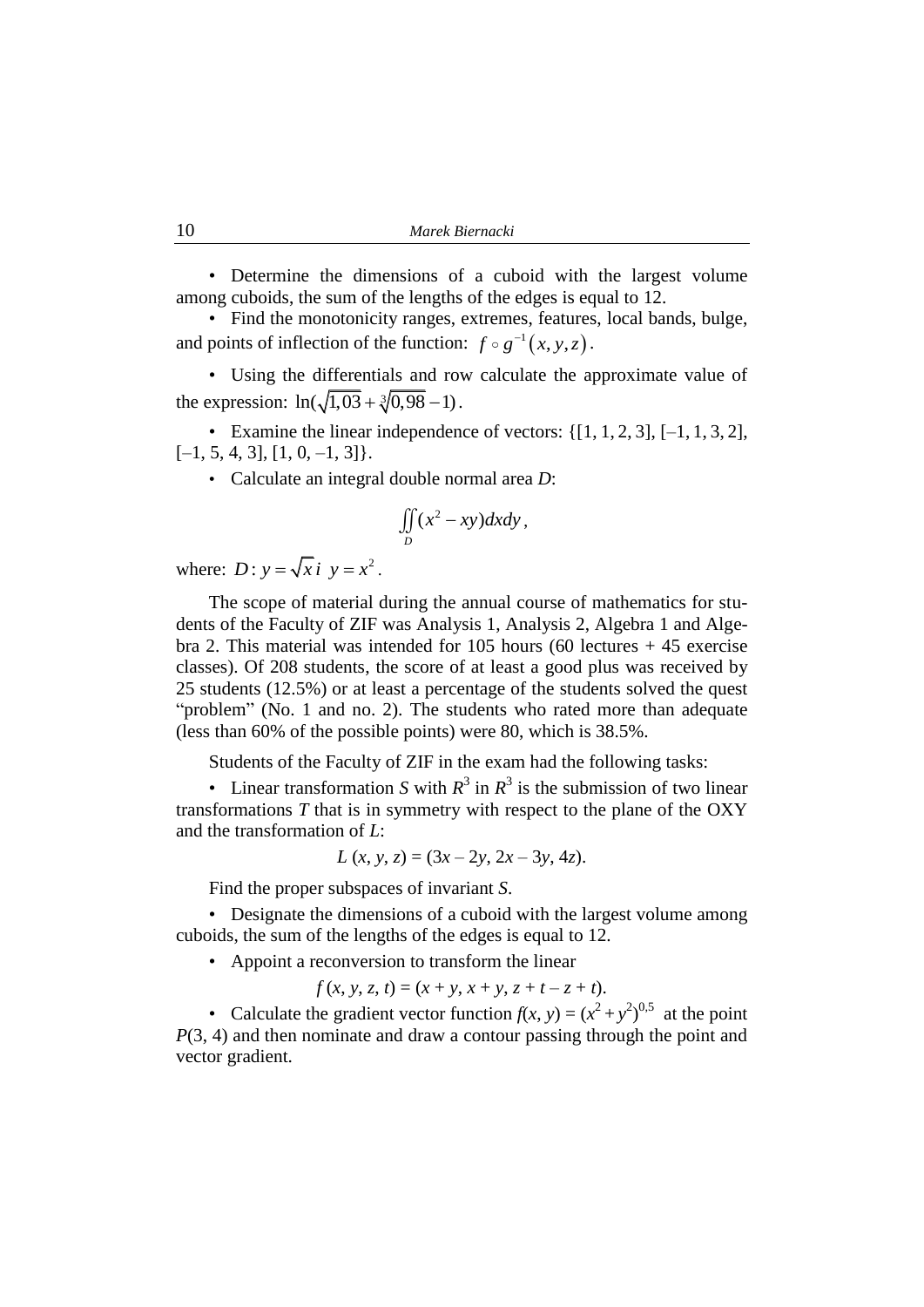• Determine the dimensions of a cuboid with the largest volume among cuboids, the sum of the lengths of the edges is equal to 12.

• Find the monotonicity ranges, extremes, features, local bands, bulge, and points of inflection of the function: $f \circ g^{-1}(x, y, z)$.

• Using the differentials and row calculate the approximate value of the expression: $\ln(\sqrt{1{,}03} + \sqrt[3]{0{,}98} - 1)$.

• Examine the linear independence of vectors: {[1, 1, 2, 3], [–1, 1, 3, 2], [–1, 5, 4, 3], [1, 0, –1, 3]}.

• Calculate an integral double normal area $D$:

$$\iint_D (x^2 - xy)dxdy,$$

where: $D: y = \sqrt{x}\, i\ \ y = x^2$.

The scope of material during the annual course of mathematics for students of the Faculty of ZIF was Analysis 1, Analysis 2, Algebra 1 and Algebra 2. This material was intended for 105 hours (60 lectures + 45 exercise classes). Of 208 students, the score of at least a good plus was received by 25 students (12.5%) or at least a percentage of the students solved the quest "problem" (No. 1 and no. 2). The students who rated more than adequate (less than 60% of the possible points) were 80, which is 38.5%.

Students of the Faculty of ZIF in the exam had the following tasks:

• Linear transformation $S$ with $R^3$ in $R^3$ is the submission of two linear transformations $T$ that is in symmetry with respect to the plane of the OXY and the transformation of $L$:

$$L(x, y, z) = (3x - 2y, 2x - 3y, 4z).$$

Find the proper subspaces of invariant $S$.

• Designate the dimensions of a cuboid with the largest volume among cuboids, the sum of the lengths of the edges is equal to 12.

• Appoint a reconversion to transform the linear

$$f(x, y, z, t) = (x + y, x + y, z + t - z + t).$$

• Calculate the gradient vector function $f(x, y) = (x^2 + y^2)^{0,5}$ at the point $P(3, 4)$ and then nominate and draw a contour passing through the point and vector gradient.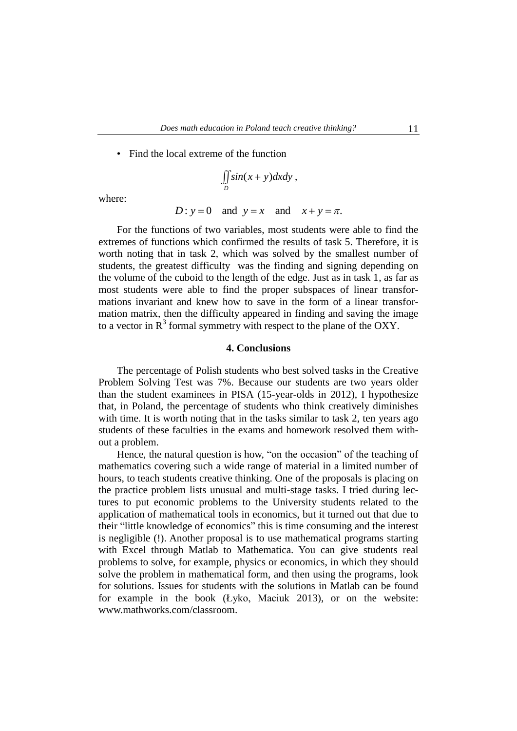- Find the local extreme of the function

$$\iint_D sin(x+y)dxdy\,,$$

where:

$$D: y=0 \quad \text{and} \quad y=x \quad \text{and} \quad x+y=\pi.$$

For the functions of two variables, most students were able to find the extremes of functions which confirmed the results of task 5. Therefore, it is worth noting that in task 2, which was solved by the smallest number of students, the greatest difficulty was the finding and signing depending on the volume of the cuboid to the length of the edge. Just as in task 1, as far as most students were able to find the proper subspaces of linear transformations invariant and knew how to save in the form of a linear transformation matrix, then the difficulty appeared in finding and saving the image to a vector in $R^3$ formal symmetry with respect to the plane of the OXY.

## 4. Conclusions

The percentage of Polish students who best solved tasks in the Creative Problem Solving Test was 7%. Because our students are two years older than the student examinees in PISA (15-year-olds in 2012), I hypothesize that, in Poland, the percentage of students who think creatively diminishes with time. It is worth noting that in the tasks similar to task 2, ten years ago students of these faculties in the exams and homework resolved them without a problem.

Hence, the natural question is how, "on the occasion" of the teaching of mathematics covering such a wide range of material in a limited number of hours, to teach students creative thinking. One of the proposals is placing on the practice problem lists unusual and multi-stage tasks. I tried during lectures to put economic problems to the University students related to the application of mathematical tools in economics, but it turned out that due to their "little knowledge of economics" this is time consuming and the interest is negligible (!). Another proposal is to use mathematical programs starting with Excel through Matlab to Mathematica. You can give students real problems to solve, for example, physics or economics, in which they should solve the problem in mathematical form, and then using the programs, look for solutions. Issues for students with the solutions in Matlab can be found for example in the book (Łyko, Maciuk 2013), or on the website: www.mathworks.com/classroom.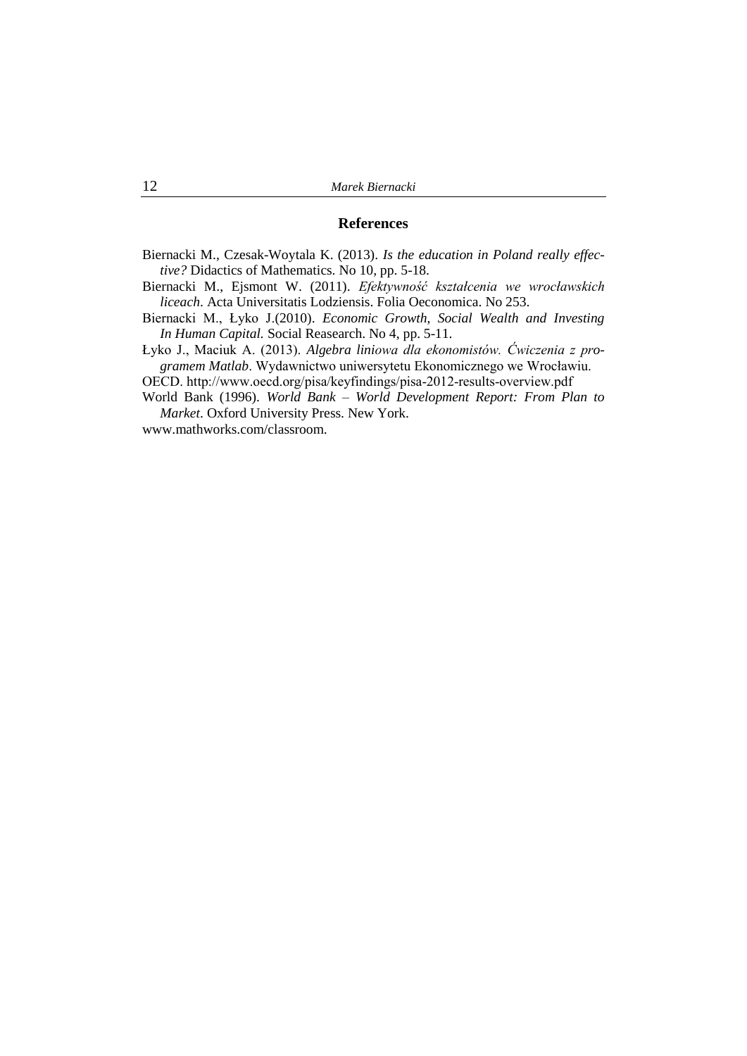## References

Biernacki M., Czesak-Woytala K. (2013). *Is the education in Poland really effective?* Didactics of Mathematics. No 10, pp. 5-18.

Biernacki M., Ejsmont W. (2011). *Efektywność kształcenia we wrocławskich liceach*. Acta Universitatis Lodziensis. Folia Oeconomica. No 253.

Biernacki M., Łyko J.(2010). *Economic Growth, Social Wealth and Investing In Human Capital.* Social Reasearch. No 4, pp. 5-11.

Łyko J., Maciuk A. (2013). *Algebra liniowa dla ekonomistów. Ćwiczenia z programem Matlab*. Wydawnictwo uniwersytetu Ekonomicznego we Wrocławiu.

OECD. http://www.oecd.org/pisa/keyfindings/pisa-2012-results-overview.pdf

World Bank (1996). *World Bank – World Development Report: From Plan to Market*. Oxford University Press. New York.

www.mathworks.com/classroom.